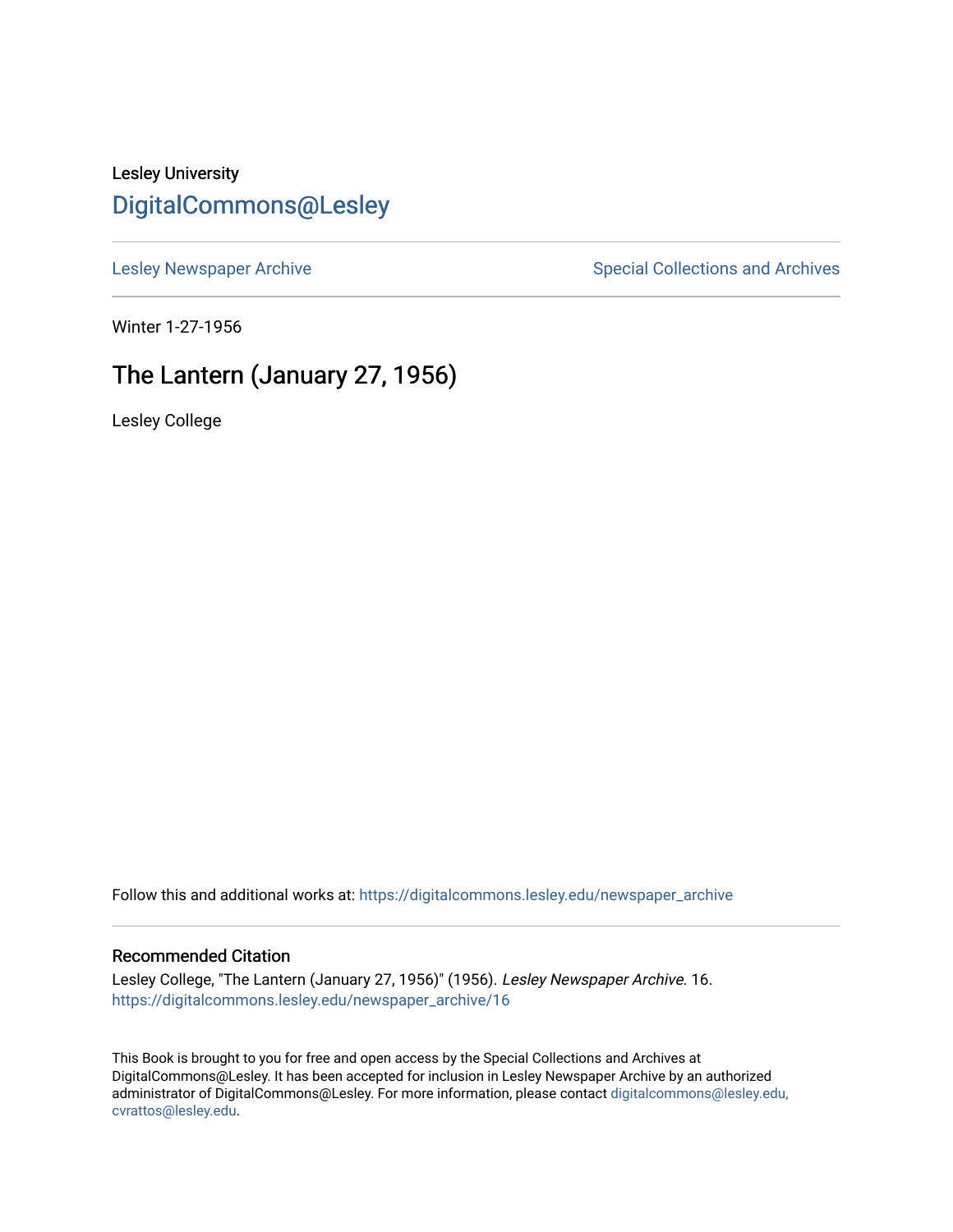Lesley University

# DigitalCommons@Lesley

Lesley Newspaper Archive

Special Collections and Archives

Winter 1-27-1956

## The Lantern (January 27, 1956)

Lesley College

Follow this and additional works at: https://digitalcommons.lesley.edu/newspaper_archive

### Recommended Citation

Lesley College, "The Lantern (January 27, 1956)" (1956). *Lesley Newspaper Archive*. 16.
https://digitalcommons.lesley.edu/newspaper_archive/16

This Book is brought to you for free and open access by the Special Collections and Archives at DigitalCommons@Lesley. It has been accepted for inclusion in Lesley Newspaper Archive by an authorized administrator of DigitalCommons@Lesley. For more information, please contact digitalcommons@lesley.edu, cvrattos@lesley.edu.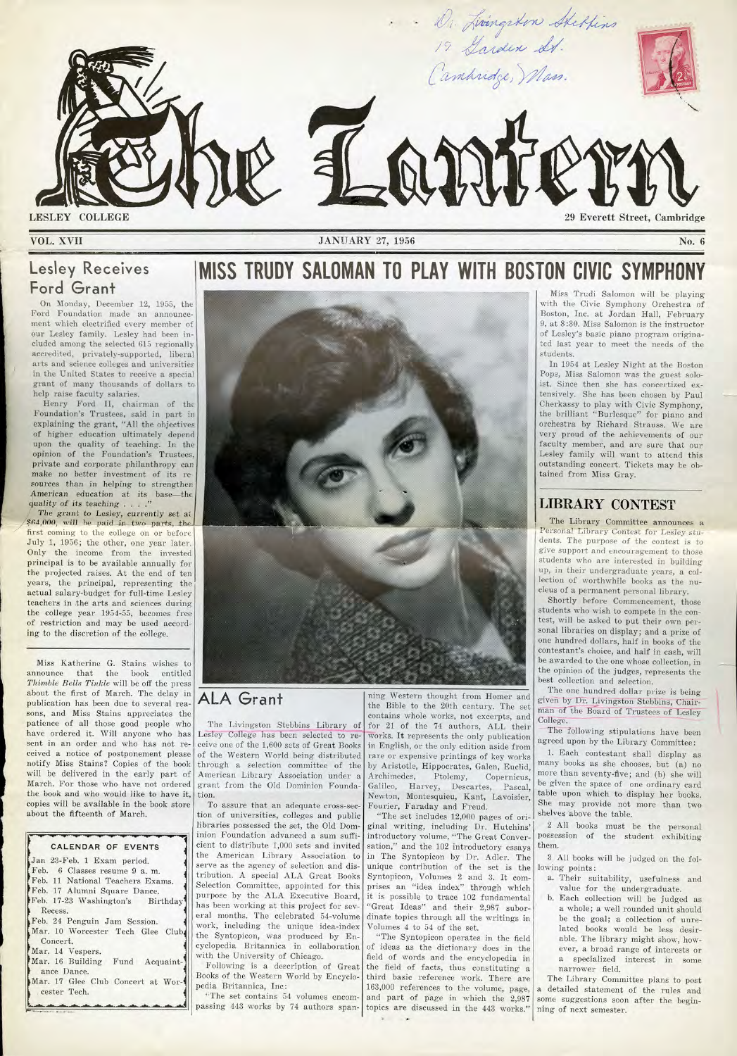Dr. Livingston Stebbins
19 Garden St.
Cambridge, Mass.

# The Lantern

LESLEY COLLEGE — 29 Everett Street, Cambridge

VOL. XVII — JANUARY 27, 1956 — No. 6

## Lesley Receives Ford Grant

On Monday, December 12, 1955, the Ford Foundation made an announcement which electrified every member of our Lesley family. Lesley had been included among the selected 615 regionally accredited, privately-supported, liberal arts and science colleges and universities in the United States to receive a special grant of many thousands of dollars to help raise faculty salaries.

Henry Ford II, chairman of the Foundation's Trustees, said in part in explaining the grant, "All the objectives of higher education ultimately depend upon the quality of teaching. In the opinion of the Foundation's Trustees, private and corporate philanthropy can make no better investment of its resources than in helping to strengthen American education at its base—the quality of its teaching . . . ."

*The grant to Lesley, currently set at $64,000, will be paid in two parts, the* first coming to the college on or before July 1, 1956; the other, one year later. Only the income from the invested principal is to be available annually for the projected raises. At the end of ten years, the principal, representing the actual salary-budget for full-time Lesley teachers in the arts and sciences during the college year 1954-55, becomes free of restriction and may be used according to the discretion of the college.

---

Miss Katherine G. Stains wishes to announce that the book entitled *Thimble Bells Tinkle* will be off the press about the first of March. The delay in publication has been due to several reasons, and Miss Stains appreciates the patience of all those good people who have ordered it. Will anyone who has sent in an order and who has not received a notice of postponement please notify Miss Stains? Copies of the book will be delivered in the early part of March. For those who have not ordered the book and who would like to have it, copies will be available in the book store about the fifteenth of March.

### CALENDAR OF EVENTS

- Jan 23-Feb. 1 Exam period.
- Feb. 6 Classes resume 9 a. m.
- Feb. 11 National Teachers Exams.
- Feb. 17 Alumni Square Dance.
- Feb. 17-23 Washington's Birthday Recess.
- Feb. 24 Penguin Jam Session.
- Mar. 10 Worcester Tech Glee Club Concert.
- Mar. 14 Vespers.
- Mar. 16 Building Fund Acquaintance Dance.
- Mar. 17 Glee Club Concert at Worcester Tech.

## MISS TRUDY SALOMAN TO PLAY WITH BOSTON CIVIC SYMPHONY

Miss Trudi Salomon will be playing with the Civic Symphony Orchestra of Boston, Inc. at Jordan Hall, February 9, at 8:30. Miss Salomon is the instructor of Lesley's basic piano program originated last year to meet the needs of the students.

In 1954 at Lesley Night at the Boston Pops, Miss Salomon was the guest soloist. Since then she has concertized extensively. She has been chosen by Paul Cherkassy to play with Civic Symphony, the brilliant "Burlesque" for piano and orchestra by Richard Strauss. We are very proud of the achievements of our faculty member, and are sure that our Lesley family will want to attend this outstanding concert. Tickets may be obtained from Miss Gray.

## ALA Grant

The Livingston Stebbins Library of Lesley College has been selected to receive one of the 1,600 sets of Great Books of the Western World being distributed through a selection committee of the American Library Association under a grant from the Old Dominion Foundation.

To assure that an adequate cross-section of universities, colleges and public libraries possessed the set, the Old Dominion Foundation advanced a sum sufficient to distribute 1,000 sets and invited the American Library Association to serve as the agency of selection and distribution. A special ALA Great Books Selection Committee, appointed for this purpose by the ALA Executive Board, has been working at this project for several months. The celebrated 54-volume work, including the unique idea-index the Syntopicon, was produced by Encyclopedia Britannica, Inc. in collaboration with the University of Chicago.

Following is a description of Great Books of the Western World by Encyclopedia Britannica, Inc:

"The set contains 54 volumes encompassing 443 works by 74 authors spanning Western thought from Homer and the Bible to the 20th century. The set contains whole works, not excerpts, and for 21 of the 74 authors, ALL their works. It represents the only publication in English, or the only edition aside from rare or expensive printings of key works by Aristotle, Hippocrates, Galen, Euclid, Archimedes, Ptolemy, Copernicus, Galileo, Harvey, Descartes, Pascal, Newton, Montesquieu, Kant, Lavoisier, Fourier, Faraday and Freud.

"The set includes 12,000 pages of original writing, including Dr. Hutchins' introductory volume, "The Great Conversation," and the 102 introductory essays in The Syntopicon by Dr. Adler. The unique contribution of the set is the Syntopicon, Volumes 2 and 3. It comprises an "idea index" through which it is possible to trace 102 fundamental "Great Ideas" and their 2,987 subordinate topics through all the writings in Volumes 4 to 54 of the set.

"The Syntopicon operates in the field of ideas as the dictionary does in the field of words and the encyclopedia in the field of facts, thus constituting a third basic reference work. There are 163,000 references to the volume, page, and part of page in which the 2,987 topics are discussed in the 443 works."

## LIBRARY CONTEST

The Library Committee announces a Personal Library Contest for Lesley students. The purpose of the contest is to give support and encouragement to those students who are interested in building up, in their undergraduate years, a collection of worthwhile books as the nucleus of a permanent personal library.

Shortly before Commencement, those students who wish to compete in the contest, will be asked to put their own personal libraries on display; and a prize of one hundred dollars, half in books of the contestant's choice, and half in cash, will be awarded to the one whose collection, in the opinion of the judges, represents the best collection and selection.

The one hundred dollar prize is being given by Dr. Livingston Stebbins, Chairman of the Board of Trustees of Lesley College.

The following stipulations have been agreed upon by the Library Committee:

1. Each contestant shall display as many books as she chooses, but (a) no more than seventy-five; and (b) she will be given the space of one ordinary card table upon which to display her books. She may provide not more than two shelves above the table.

2 All books must be the personal possession of the student exhibiting them.

3 All books will be judged on the following points:

a. Their suitability, usefulness and value for the undergraduate.

b. Each collection will be judged as a whole; a well rounded unit should be the goal; a collection of unrelated books would be less desirable. The library might show, however, a broad range of interests or a specialized interest in some narrower field.

The Library Committee plans to post a detailed statement of the rules and some suggestions soon after the beginning of next semester.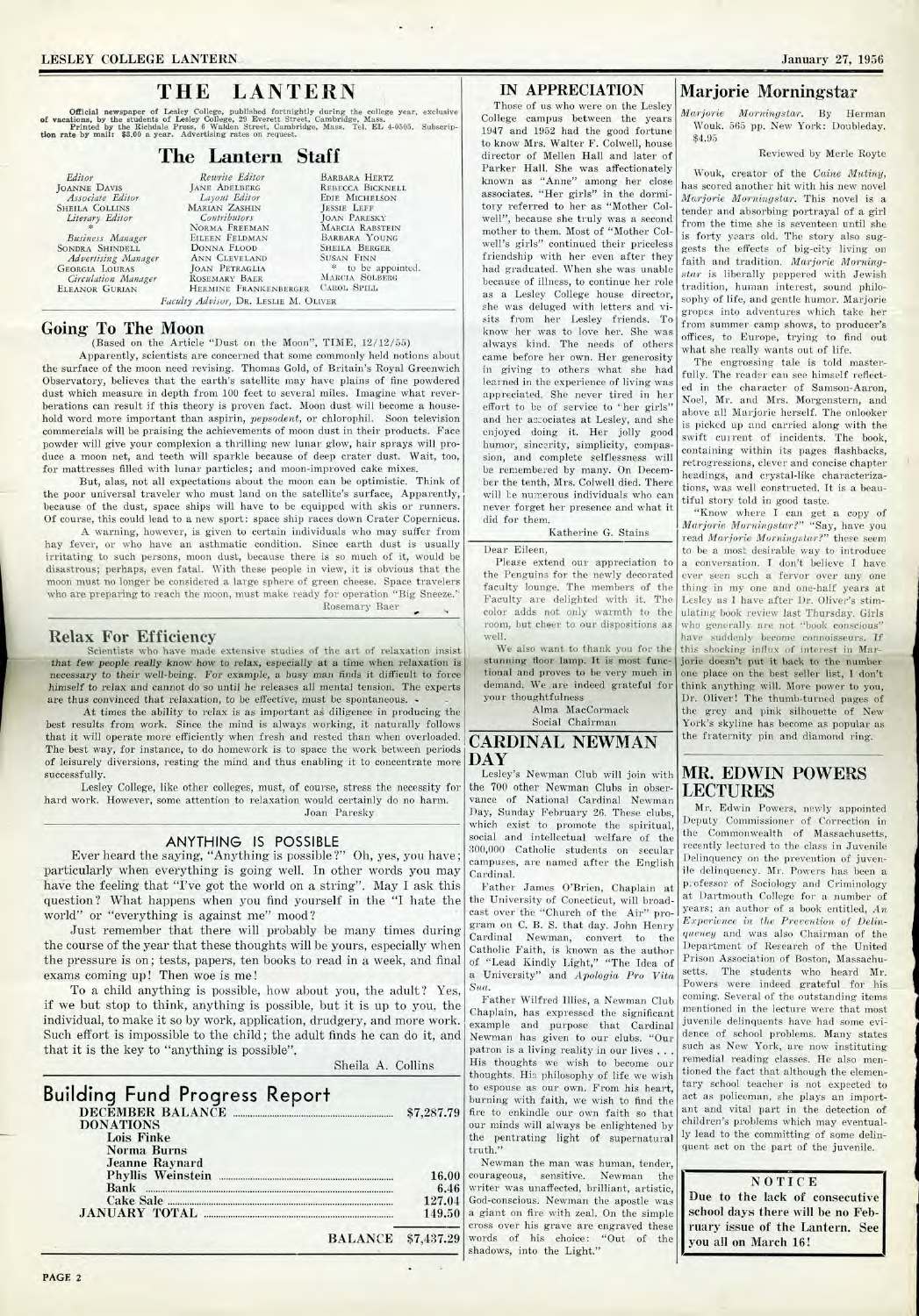# THE LANTERN

Official newspaper of Lesley College, published fortnightly during the college year, exclusive of vacations, by the students of Lesley College, 29 Everett Street, Cambridge, Mass.
Printed by the Richdale Press, 6 Walden Street, Cambridge, Mass. Tel. EL 4-0505. Subscription rate by mail: $3.00 a year. Advertising rates on request.

## The Lantern Staff

| | | |
|---|---|---|
| *Editor* | *Rewrite Editor* | BARBARA HERTZ |
| JOANNE DAVIS | JANE ADELBERG | REBECCA BICKNELL |
| *Associate Editor* | *Layout Editor* | EDIE MICHELSON |
| SHEILA COLLINS | MARIAN ZASHIN | JESSIE LEFF |
| *Literary Editor* | *Contributors* | JOAN PARESKY |
| * | NORMA FREEMAN | MARCIA RABSTEIN |
| *Business Manager* | EILEEN FELDMAN | BARBARA YOUNG |
| SONDRA SHINDELL | DONNA FLOOD | SHEILA BERGER |
| *Advertising Manager* | ANN CLEVELAND | SUSAN FINN |
| GEORGIA LOURAS | JOAN PETRAGLIA | * to be appointed. |
| *Circulation Manager* | ROSEMARY BAER | MARCIA SOLBERG |
| ELEANOR GURIAN | HERMINE FRANKENBERGER | CAROL SPILL |

*Faculty Advisor*, DR. LESLIE M. OLIVER

## Going To The Moon

(Based on the Article "Dust on the Moon", TIME, 12/12/55)

Apparently, scientists are concerned that some commonly held notions about the surface of the moon need revising. Thomas Gold, of Britain's Royal Greenwich Observatory, believes that the earth's satellite may have plains of fine powdered dust which measure in depth from 100 feet to several miles. Imagine what reverberations can result if this theory is proven fact. Moon dust will become a household word more important than aspirin, *pepsodent*, or chlorophil. Soon television commercials will be praising the achievements of moon dust in their products. Face powder will give your complexion a thrilling new lunar glow, hair sprays will produce a moon net, and teeth will sparkle because of deep crater dust. Wait, too, for mattresses filled with lunar particles; and moon-improved cake mixes.

But, alas, not all expectations about the moon can be optimistic. Think of the poor universal traveler who must land on the satellite's surface. Apparently, because of the dust, space ships will have to be equipped with skis or runners. Of course, this could lead to a new sport: space ship races down Crater Copernicus.

A warning, however, is given to certain individuals who may suffer from hay fever, or who have an asthmatic condition. Since earth dust is usually irritating to such persons, moon dust, because there is so much of it, would be disastrous; perhaps, even fatal. With these people in view, it is obvious that the moon must no longer be considered a large sphere of green cheese. Space travelers who are preparing to reach the moon, must make ready for operation "Big Sneeze."

Rosemary Baer

## Relax For Efficiency

*Scientists who have made extensive studies of the art of relaxation insist that few people really know how to relax, especially at a time when relaxation is necessary to their well-being. For example, a busy man finds it difficult to force himself to relax and cannot do so until he releases all mental tension. The experts are thus convinced that relaxation, to be effective, must be spontaneous.*

At times the ability to relax is as important as diligence in producing the best results from work. Since the mind is always working, it naturally follows that it will operate more efficiently when fresh and rested than when overloaded. The best way, for instance, to do homework is to space the work between periods of leisurely diversions, resting the mind and thus enabling it to concentrate more successfully.

Lesley College, like other colleges, must, of course, stress the necessity for hard work. However, some attention to relaxation would certainly do no harm.

Joan Paresky

## ANYTHING IS POSSIBLE

Ever heard the saying, "Anything is possible?" Oh, yes, you have; particularly when everything is going well. In other words you may have the feeling that "I've got the world on a string". May I ask this question? What happens when you find yourself in the "I hate the world" or "everything is against me" mood?

Just remember that there will probably be many times during the course of the year that these thoughts will be yours, especially when the pressure is on; tests, papers, ten books to read in a week, and final exams coming up! Then woe is me!

To a child anything is possible, how about you, the adult? Yes, if we but stop to think, anything is possible, but it is up to you, the individual, to make it so by work, application, drudgery, and more work. Such effort is impossible to the child; the adult finds he can do it, and that it is the key to "anything is possible".

Sheila A. Collins

## Building Fund Progress Report

| | |
|---|---|
| DECEMBER BALANCE | $7,287.79 |
| DONATIONS | |
| Lois Finke | |
| Norma Burns | |
| Jeanne Raynard | |
| Phyllis Weinstein | 16.00 |
| Bank | 6.46 |
| Cake Sale | 127.04 |
| JANUARY TOTAL | 149.50 |
| BALANCE | $7,437.29 |

## IN APPRECIATION

Those of us who were on the Lesley College campus between the years 1947 and 1952 had the good fortune to know Mrs. Walter F. Colwell, house director of Mellen Hall and later of Parker Hall. She was affectionately known as "Anne" among her close associates. "Her girls" in the dormitory referred to her as "Mother Colwell", because she truly was a second mother to them. Most of "Mother Colwell's girls" continued their priceless friendship with her even after they had graduated. When she was unable because of illness, to continue her role as a Lesley College house director, she was deluged with letters and visits from her Lesley friends. To know her was to love her. She was always kind. The needs of others came before her own. Her generosity in giving to others what she had learned in the experience of living was appreciated. She never tired in her effort to be of service to "her girls" and her associates at Lesley, and she enjoyed doing it. Her jolly good humor, sincerity, simplicity, compassion, and complete selflessness will be remembered by many. On December the tenth, Mrs. Colwell died. There will be numerous individuals who can never forget her presence and what it did for them.

Katherine G. Stains

Dear Eileen,

Please extend our appreciation to the Penguins for the newly decorated faculty lounge. The members of the Faculty are delighted with it. The color adds not only warmth to the room, but cheer to our dispositions as well.

We also want to thank you for the stunning floor lamp. It is most functional and proves to be very much in demand. We are indeed grateful for your thoughtfulness

Alma MacCormack
Social Chairman

## CARDINAL NEWMAN DAY

Lesley's Newman Club will join with the 700 other Newman Clubs in observance of National Cardinal Newman Day, Sunday February 26. These clubs, which exist to promote the spiritual, social and intellectual welfare of the 300,000 Catholic students on secular campuses, are named after the English Cardinal.

Father James O'Brien, Chaplain at the University of Conecticut, will broadcast over the "Church of the Air" program on C. B. S. that day. John Henry Cardinal Newman, convert to the Catholic Faith, is known as the author of "Lead Kindly Light," "The Idea of a University" and *Apologia Pro Vita Sua*.

Father Wilfred Illies, a Newman Club Chaplain, has expressed the significant example and purpose that Cardinal Newman has given to our clubs. "Our patron is a living reality in our lives . . . His thoughts we wish to become our thoughts. His philosophy of life we wish to espouse as our own. From his heart, burning with faith, we wish to find the fire to enkindle our own faith so that our minds will always be enlightened by the pentrating light of supernatural truth."

Newman the man was human, tender, courageous, sensitive. Newman the writer was unaffected, brilliant, artistic, God-conscious. Newman the apostle was a giant on fire with zeal. On the simple cross over his grave are engraved these words of his choice: "Out of the shadows, into the Light."

## Marjorie Morningstar

*Marjorie Morningstar.* By Herman Wouk. 565 pp. New York: Doubleday. $4.95

Reviewed by Merle Royte

Wouk, creator of the *Caine Mutiny*, has scored another hit with his new novel *Marjorie Morningstar*. This novel is a tender and absorbing portrayal of a girl from the time she is seventeen until she is forty years old. The story also suggests the effects of big-city living on faith and tradition. *Marjorie Morningstar* is liberally peppered with Jewish tradition, human interest, sound philosophy of life, and gentle humor. Marjorie gropes into adventures which take her from summer camp shows, to producer's offices, to Europe, trying to find out what she really wants out of life.

The engrossing tale is told masterfully. The reader can see himself reflected in the character of Samson-Aaron, Noel, Mr. and Mrs. Morgenstern, and above all Marjorie herself. The onlooker is picked up and carried along with the swift current of incidents. The book, containing within its pages flashbacks, retrogressions, clever and concise chapter headings, and crystal-like characterizations, was well constructed. It is a beautiful story told in good taste.

"Know where I can get a copy of *Marjorie Morningstar?*" "Say, have you read *Marjorie Morningstar?*" these seem to be a most desirable way to introduce a conversation. I don't believe I have ever seen such a fervor over any one thing in my one and one-half years at Lesley as I have after Dr. Oliver's stimulating book review last Thursday. Girls who generally are not "book conscious" have suddenly become connoisseurs. If this shocking influx of interest in Marjorie doesn't put it back to the number one place on the best seller list, I don't think anything will. More power to you, Dr. Oliver! The thumb-turned pages of the grey and pink silhouette of New York's skyline has become as popular as the fraternity pin and diamond ring.

## MR. EDWIN POWERS LECTURES

Mr. Edwin Powers, newly appointed Deputy Commissioner of Correction in the Commonwealth of Massachusetts, recently lectured to the class in Juvenile Delinquency on the prevention of juvenile delinquency. Mr. Powers has been a professor of Sociology and Criminology at Dartmouth College for a number of years; an author of a book entitled, *An Experience in the Prevention of Delinquency* and was also Chairman of the Department of Research of the United Prison Association of Boston, Massachusetts. The students who heard Mr. Powers were indeed grateful for his coming. Several of the outstanding items mentioned in the lecture were that most juvenile delinquents have had some evidence of school problems. Many states such as New York, are now instituting remedial reading classes. He also mentioned the fact that although the elementary school teacher is not expected to act as policeman, she plays an important and vital part in the detection of children's problems which may eventually lead to the committing of some delinquent act on the part of the juvenile.

**NOTICE**

**Due to the lack of consecutive school days there will be no February issue of the Lantern. See you all on March 16!**